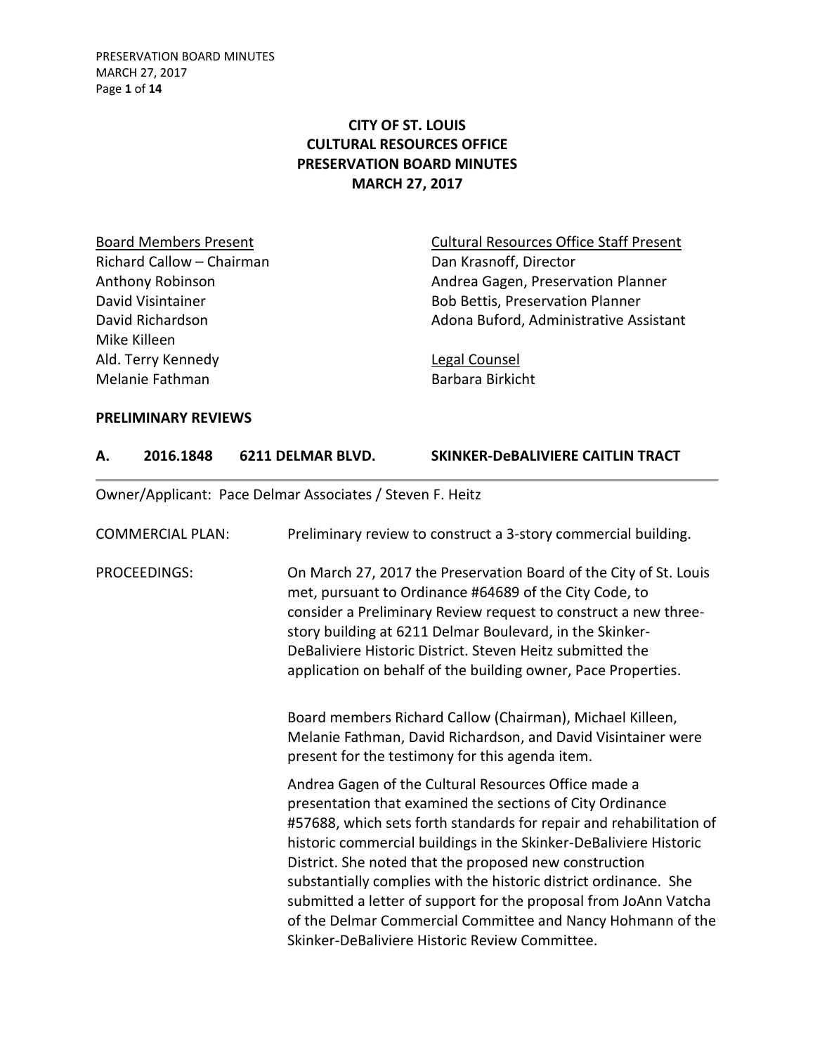# CITY OF ST. LOUIS
# CULTURAL RESOURCES OFFICE
# PRESERVATION BOARD MINUTES
# MARCH 27, 2017

| Board Members Present | Cultural Resources Office Staff Present |
|---|---|
| Richard Callow – Chairman | Dan Krasnoff, Director |
| Anthony Robinson | Andrea Gagen, Preservation Planner |
| David Visintainer | Bob Bettis, Preservation Planner |
| David Richardson | Adona Buford, Administrative Assistant |
| Mike Killeen | |
| Ald. Terry Kennedy | **Legal Counsel** |
| Melanie Fathman | Barbara Birkicht |

## PRELIMINARY REVIEWS

### A. 2016.1848 6211 DELMAR BLVD. SKINKER-DeBALIVIERE CAITLIN TRACT

Owner/Applicant: Pace Delmar Associates / Steven F. Heitz

COMMERCIAL PLAN: Preliminary review to construct a 3-story commercial building.

PROCEEDINGS: On March 27, 2017 the Preservation Board of the City of St. Louis met, pursuant to Ordinance #64689 of the City Code, to consider a Preliminary Review request to construct a new three-story building at 6211 Delmar Boulevard, in the Skinker-DeBaliviere Historic District. Steven Heitz submitted the application on behalf of the building owner, Pace Properties.

Board members Richard Callow (Chairman), Michael Killeen, Melanie Fathman, David Richardson, and David Visintainer were present for the testimony for this agenda item.

Andrea Gagen of the Cultural Resources Office made a presentation that examined the sections of City Ordinance #57688, which sets forth standards for repair and rehabilitation of historic commercial buildings in the Skinker-DeBaliviere Historic District. She noted that the proposed new construction substantially complies with the historic district ordinance. She submitted a letter of support for the proposal from JoAnn Vatcha of the Delmar Commercial Committee and Nancy Hohmann of the Skinker-DeBaliviere Historic Review Committee.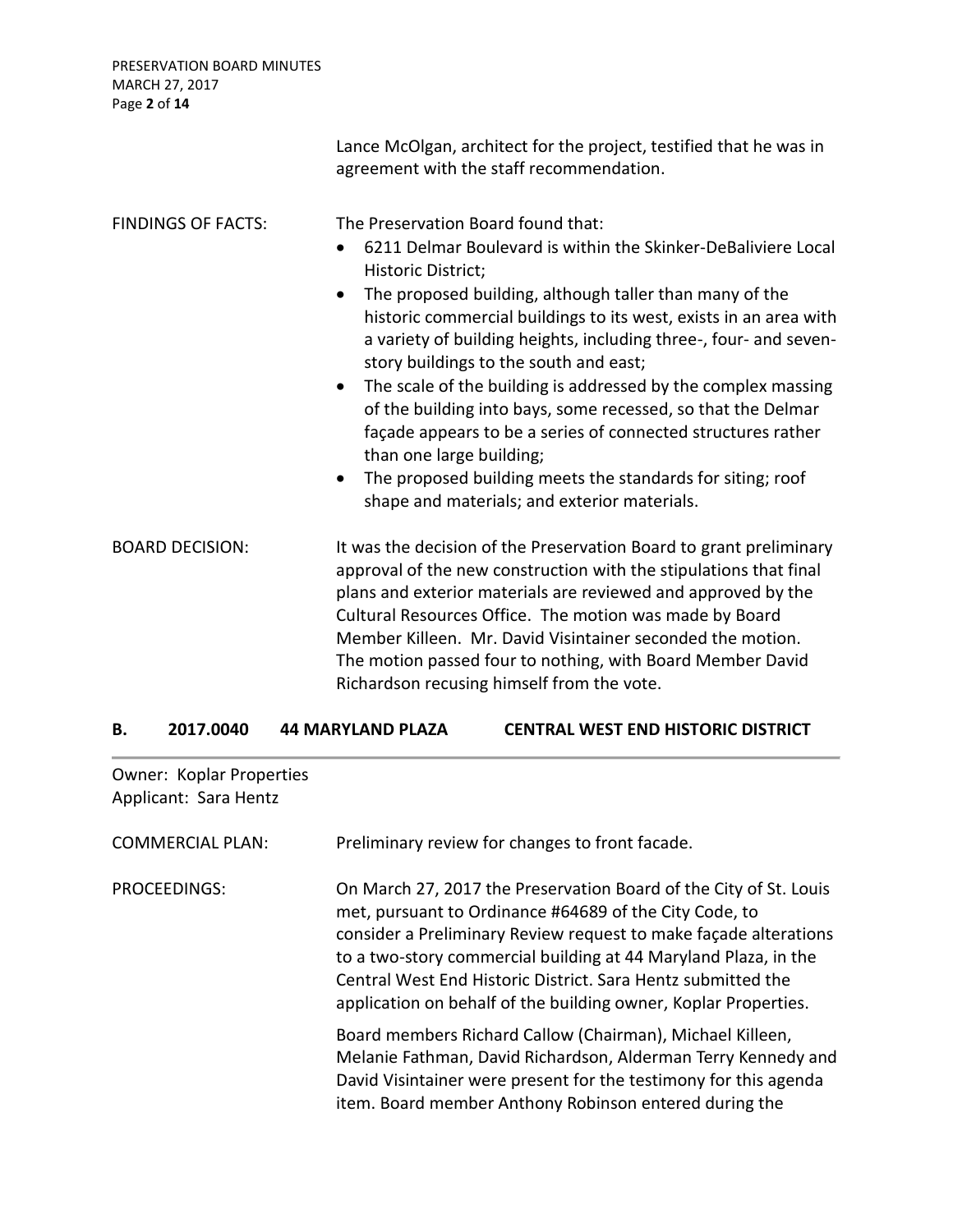Lance McOlgan, architect for the project, testified that he was in agreement with the staff recommendation.

FINDINGS OF FACTS: The Preservation Board found that:

- 6211 Delmar Boulevard is within the Skinker-DeBaliviere Local Historic District;
- The proposed building, although taller than many of the historic commercial buildings to its west, exists in an area with a variety of building heights, including three-, four- and seven-story buildings to the south and east;
- The scale of the building is addressed by the complex massing of the building into bays, some recessed, so that the Delmar façade appears to be a series of connected structures rather than one large building;
- The proposed building meets the standards for siting; roof shape and materials; and exterior materials.

BOARD DECISION: It was the decision of the Preservation Board to grant preliminary approval of the new construction with the stipulations that final plans and exterior materials are reviewed and approved by the Cultural Resources Office. The motion was made by Board Member Killeen. Mr. David Visintainer seconded the motion. The motion passed four to nothing, with Board Member David Richardson recusing himself from the vote.

## B. 2017.0040 44 MARYLAND PLAZA CENTRAL WEST END HISTORIC DISTRICT

Owner: Koplar Properties
Applicant: Sara Hentz

COMMERCIAL PLAN: Preliminary review for changes to front facade.

PROCEEDINGS: On March 27, 2017 the Preservation Board of the City of St. Louis met, pursuant to Ordinance #64689 of the City Code, to consider a Preliminary Review request to make façade alterations to a two-story commercial building at 44 Maryland Plaza, in the Central West End Historic District. Sara Hentz submitted the application on behalf of the building owner, Koplar Properties.

Board members Richard Callow (Chairman), Michael Killeen, Melanie Fathman, David Richardson, Alderman Terry Kennedy and David Visintainer were present for the testimony for this agenda item. Board member Anthony Robinson entered during the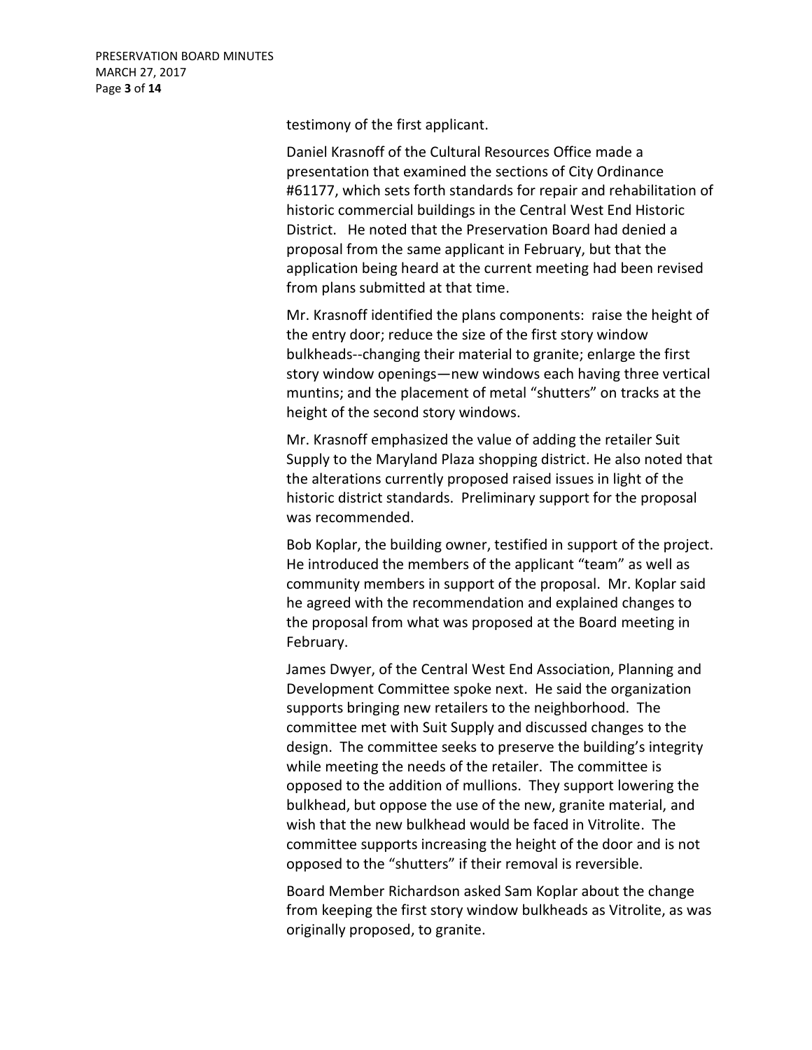testimony of the first applicant.

Daniel Krasnoff of the Cultural Resources Office made a presentation that examined the sections of City Ordinance #61177, which sets forth standards for repair and rehabilitation of historic commercial buildings in the Central West End Historic District. He noted that the Preservation Board had denied a proposal from the same applicant in February, but that the application being heard at the current meeting had been revised from plans submitted at that time.

Mr. Krasnoff identified the plans components: raise the height of the entry door; reduce the size of the first story window bulkheads--changing their material to granite; enlarge the first story window openings—new windows each having three vertical muntins; and the placement of metal "shutters" on tracks at the height of the second story windows.

Mr. Krasnoff emphasized the value of adding the retailer Suit Supply to the Maryland Plaza shopping district. He also noted that the alterations currently proposed raised issues in light of the historic district standards. Preliminary support for the proposal was recommended.

Bob Koplar, the building owner, testified in support of the project. He introduced the members of the applicant "team" as well as community members in support of the proposal. Mr. Koplar said he agreed with the recommendation and explained changes to the proposal from what was proposed at the Board meeting in February.

James Dwyer, of the Central West End Association, Planning and Development Committee spoke next. He said the organization supports bringing new retailers to the neighborhood. The committee met with Suit Supply and discussed changes to the design. The committee seeks to preserve the building's integrity while meeting the needs of the retailer. The committee is opposed to the addition of mullions. They support lowering the bulkhead, but oppose the use of the new, granite material, and wish that the new bulkhead would be faced in Vitrolite. The committee supports increasing the height of the door and is not opposed to the "shutters" if their removal is reversible.

Board Member Richardson asked Sam Koplar about the change from keeping the first story window bulkheads as Vitrolite, as was originally proposed, to granite.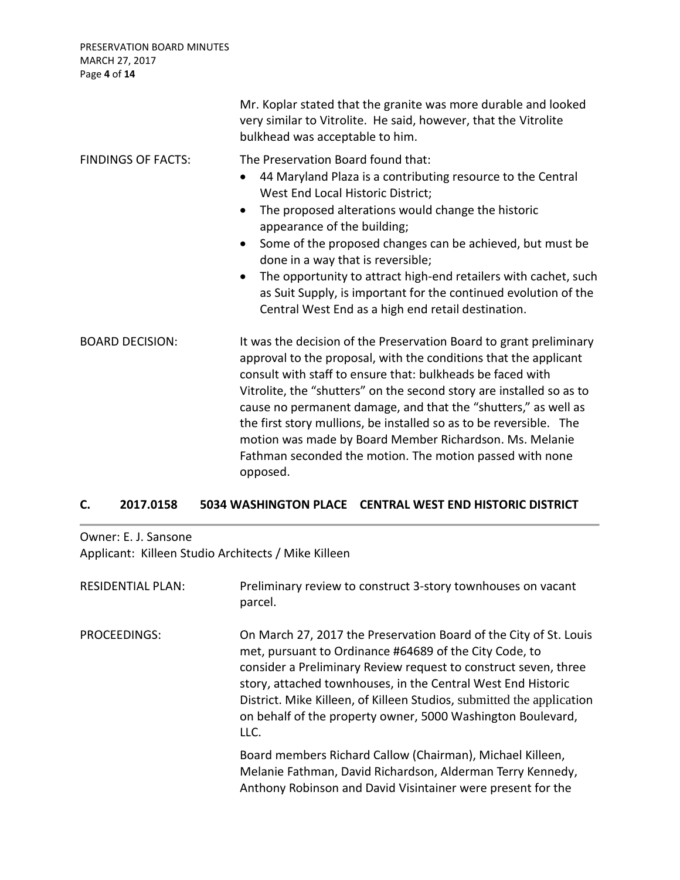Mr. Koplar stated that the granite was more durable and looked very similar to Vitrolite. He said, however, that the Vitrolite bulkhead was acceptable to him.

FINDINGS OF FACTS: The Preservation Board found that:

- 44 Maryland Plaza is a contributing resource to the Central West End Local Historic District;
- The proposed alterations would change the historic appearance of the building;
- Some of the proposed changes can be achieved, but must be done in a way that is reversible;
- The opportunity to attract high-end retailers with cachet, such as Suit Supply, is important for the continued evolution of the Central West End as a high end retail destination.

BOARD DECISION: It was the decision of the Preservation Board to grant preliminary approval to the proposal, with the conditions that the applicant consult with staff to ensure that: bulkheads be faced with Vitrolite, the "shutters" on the second story are installed so as to cause no permanent damage, and that the "shutters," as well as the first story mullions, be installed so as to be reversible. The motion was made by Board Member Richardson. Ms. Melanie Fathman seconded the motion. The motion passed with none opposed.

## C. 2017.0158 5034 WASHINGTON PLACE CENTRAL WEST END HISTORIC DISTRICT

Owner: E. J. Sansone
Applicant: Killeen Studio Architects / Mike Killeen

RESIDENTIAL PLAN: Preliminary review to construct 3-story townhouses on vacant parcel.

PROCEEDINGS: On March 27, 2017 the Preservation Board of the City of St. Louis met, pursuant to Ordinance #64689 of the City Code, to consider a Preliminary Review request to construct seven, three story, attached townhouses, in the Central West End Historic District. Mike Killeen, of Killeen Studios, submitted the application on behalf of the property owner, 5000 Washington Boulevard, LLC.

Board members Richard Callow (Chairman), Michael Killeen, Melanie Fathman, David Richardson, Alderman Terry Kennedy, Anthony Robinson and David Visintainer were present for the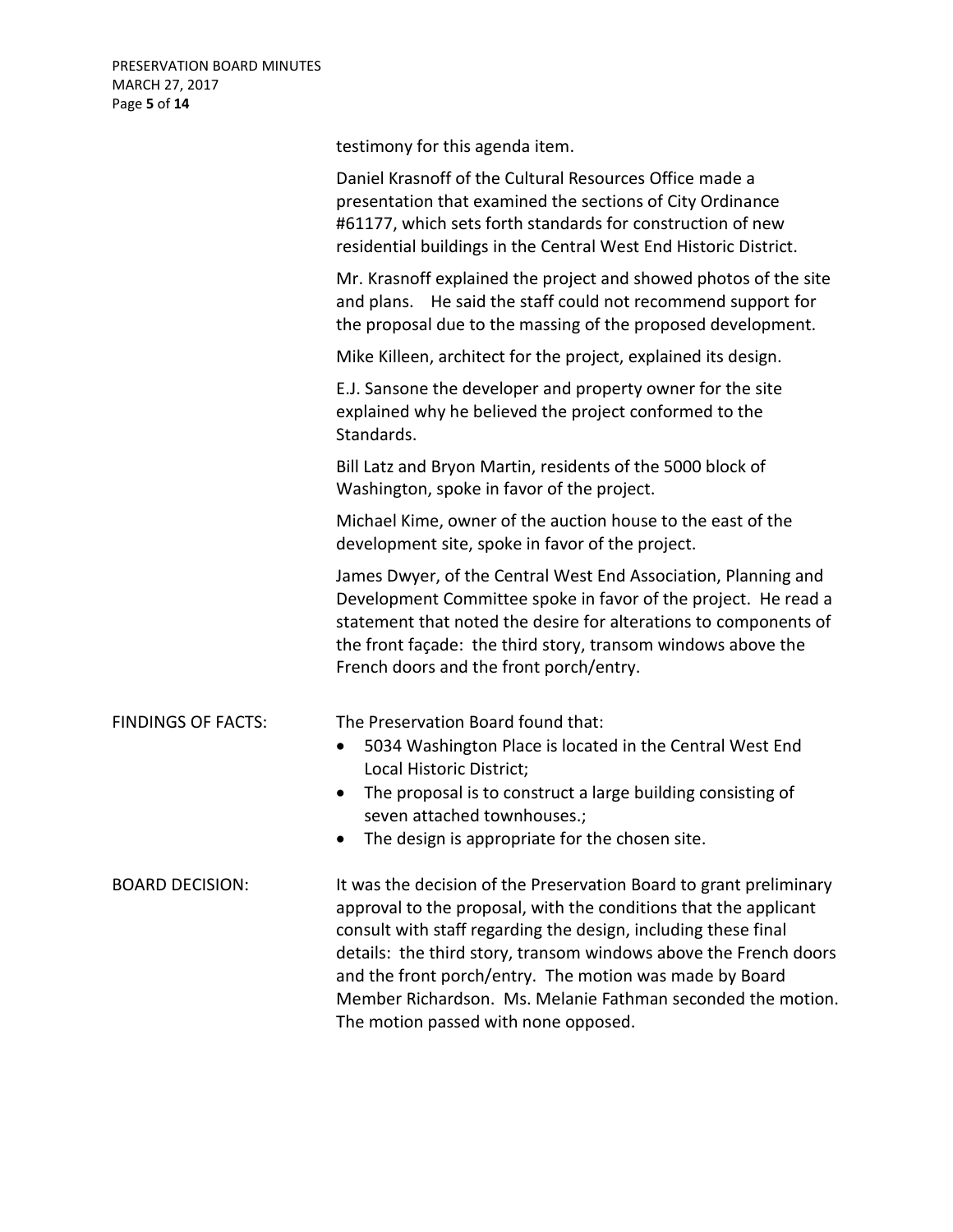testimony for this agenda item.

Daniel Krasnoff of the Cultural Resources Office made a presentation that examined the sections of City Ordinance #61177, which sets forth standards for construction of new residential buildings in the Central West End Historic District.

Mr. Krasnoff explained the project and showed photos of the site and plans. He said the staff could not recommend support for the proposal due to the massing of the proposed development.

Mike Killeen, architect for the project, explained its design.

E.J. Sansone the developer and property owner for the site explained why he believed the project conformed to the Standards.

Bill Latz and Bryon Martin, residents of the 5000 block of Washington, spoke in favor of the project.

Michael Kime, owner of the auction house to the east of the development site, spoke in favor of the project.

James Dwyer, of the Central West End Association, Planning and Development Committee spoke in favor of the project. He read a statement that noted the desire for alterations to components of the front façade: the third story, transom windows above the French doors and the front porch/entry.

FINDINGS OF FACTS: The Preservation Board found that:

- 5034 Washington Place is located in the Central West End Local Historic District;
- The proposal is to construct a large building consisting of seven attached townhouses.;
- The design is appropriate for the chosen site.

BOARD DECISION: It was the decision of the Preservation Board to grant preliminary approval to the proposal, with the conditions that the applicant consult with staff regarding the design, including these final details: the third story, transom windows above the French doors and the front porch/entry. The motion was made by Board Member Richardson. Ms. Melanie Fathman seconded the motion. The motion passed with none opposed.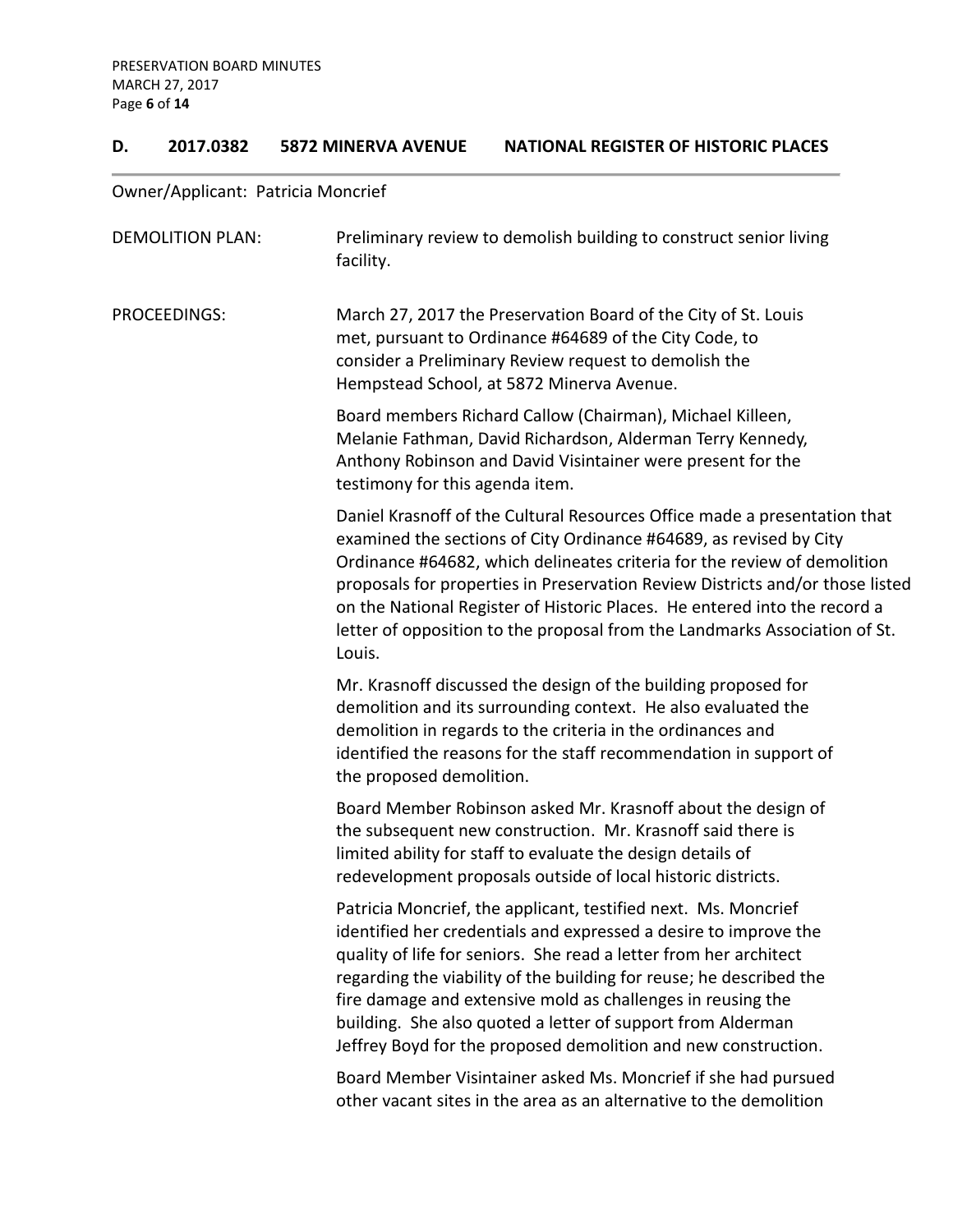## D. 2017.0382 5872 MINERVA AVENUE NATIONAL REGISTER OF HISTORIC PLACES

Owner/Applicant: Patricia Moncrief

DEMOLITION PLAN: Preliminary review to demolish building to construct senior living facility.

PROCEEDINGS: March 27, 2017 the Preservation Board of the City of St. Louis met, pursuant to Ordinance #64689 of the City Code, to consider a Preliminary Review request to demolish the Hempstead School, at 5872 Minerva Avenue.

Board members Richard Callow (Chairman), Michael Killeen, Melanie Fathman, David Richardson, Alderman Terry Kennedy, Anthony Robinson and David Visintainer were present for the testimony for this agenda item.

Daniel Krasnoff of the Cultural Resources Office made a presentation that examined the sections of City Ordinance #64689, as revised by City Ordinance #64682, which delineates criteria for the review of demolition proposals for properties in Preservation Review Districts and/or those listed on the National Register of Historic Places. He entered into the record a letter of opposition to the proposal from the Landmarks Association of St. Louis.

Mr. Krasnoff discussed the design of the building proposed for demolition and its surrounding context. He also evaluated the demolition in regards to the criteria in the ordinances and identified the reasons for the staff recommendation in support of the proposed demolition.

Board Member Robinson asked Mr. Krasnoff about the design of the subsequent new construction. Mr. Krasnoff said there is limited ability for staff to evaluate the design details of redevelopment proposals outside of local historic districts.

Patricia Moncrief, the applicant, testified next. Ms. Moncrief identified her credentials and expressed a desire to improve the quality of life for seniors. She read a letter from her architect regarding the viability of the building for reuse; he described the fire damage and extensive mold as challenges in reusing the building. She also quoted a letter of support from Alderman Jeffrey Boyd for the proposed demolition and new construction.

Board Member Visintainer asked Ms. Moncrief if she had pursued other vacant sites in the area as an alternative to the demolition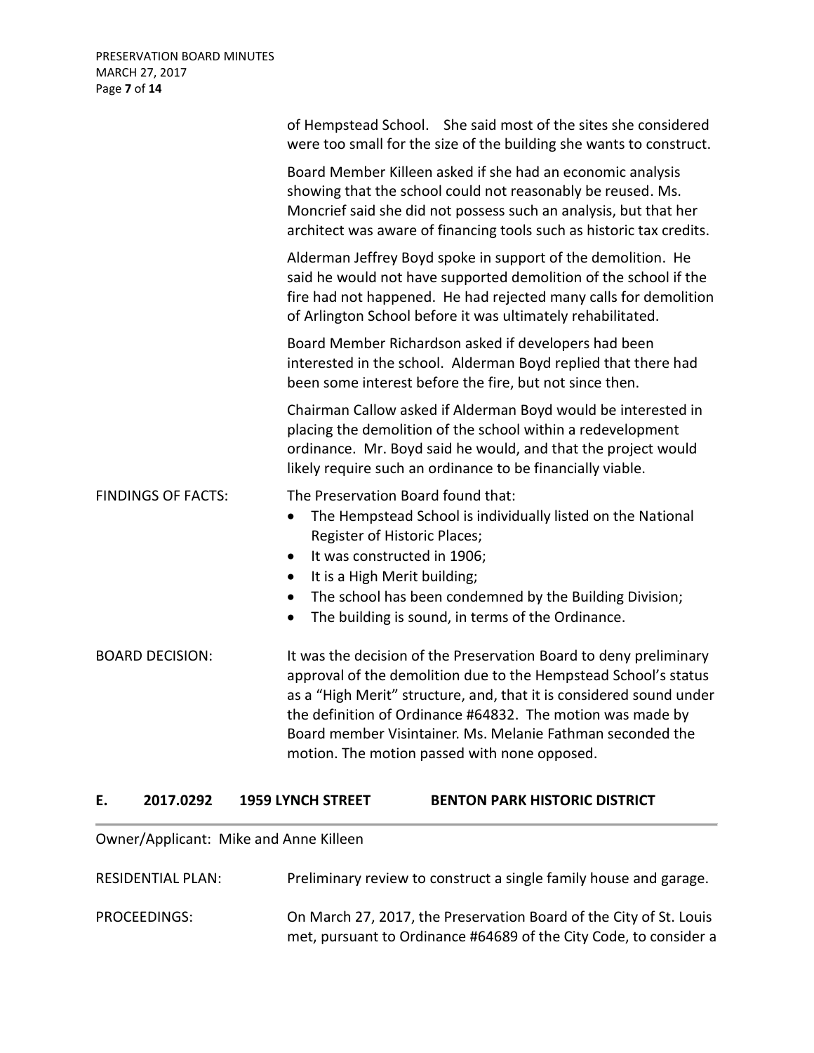of Hempstead School. She said most of the sites she considered were too small for the size of the building she wants to construct.

Board Member Killeen asked if she had an economic analysis showing that the school could not reasonably be reused. Ms. Moncrief said she did not possess such an analysis, but that her architect was aware of financing tools such as historic tax credits.

Alderman Jeffrey Boyd spoke in support of the demolition. He said he would not have supported demolition of the school if the fire had not happened. He had rejected many calls for demolition of Arlington School before it was ultimately rehabilitated.

Board Member Richardson asked if developers had been interested in the school. Alderman Boyd replied that there had been some interest before the fire, but not since then.

Chairman Callow asked if Alderman Boyd would be interested in placing the demolition of the school within a redevelopment ordinance. Mr. Boyd said he would, and that the project would likely require such an ordinance to be financially viable.

FINDINGS OF FACTS: The Preservation Board found that:

- The Hempstead School is individually listed on the National Register of Historic Places;
- It was constructed in 1906;
- It is a High Merit building;
- The school has been condemned by the Building Division;
- The building is sound, in terms of the Ordinance.

BOARD DECISION: It was the decision of the Preservation Board to deny preliminary approval of the demolition due to the Hempstead School's status as a "High Merit" structure, and, that it is considered sound under the definition of Ordinance #64832. The motion was made by Board member Visintainer. Ms. Melanie Fathman seconded the motion. The motion passed with none opposed.

## E. 2017.0292 1959 LYNCH STREET BENTON PARK HISTORIC DISTRICT

Owner/Applicant: Mike and Anne Killeen

RESIDENTIAL PLAN: Preliminary review to construct a single family house and garage.

PROCEEDINGS: On March 27, 2017, the Preservation Board of the City of St. Louis met, pursuant to Ordinance #64689 of the City Code, to consider a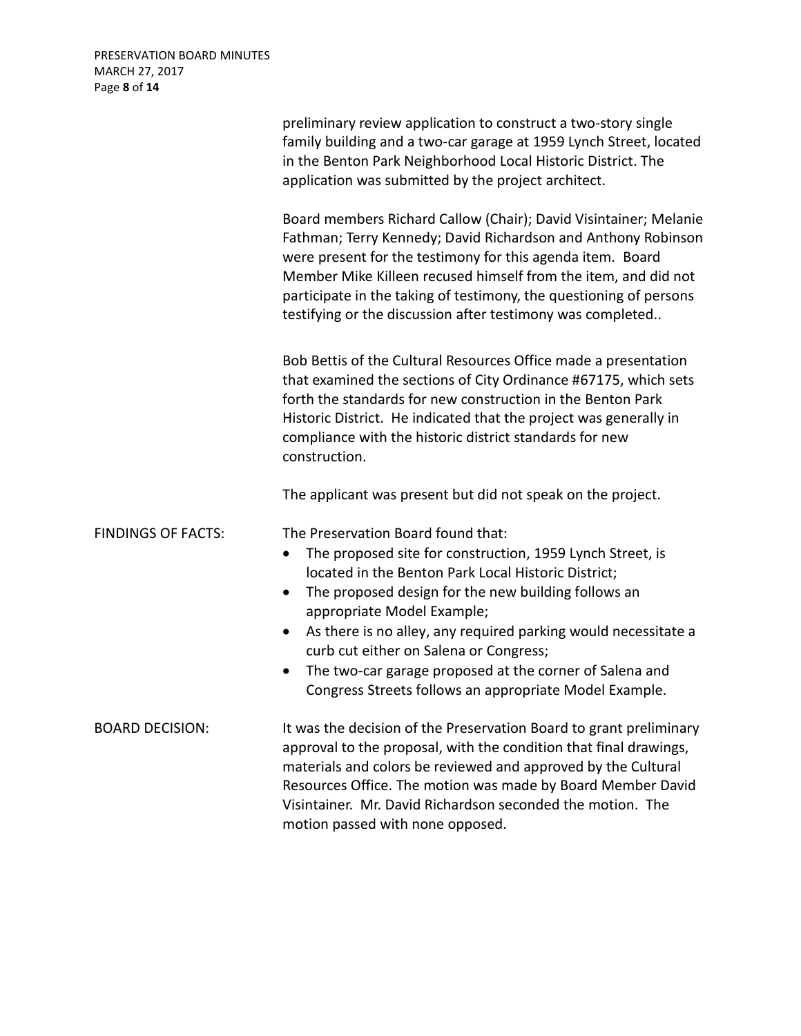preliminary review application to construct a two-story single family building and a two-car garage at 1959 Lynch Street, located in the Benton Park Neighborhood Local Historic District. The application was submitted by the project architect.

Board members Richard Callow (Chair); David Visintainer; Melanie Fathman; Terry Kennedy; David Richardson and Anthony Robinson were present for the testimony for this agenda item. Board Member Mike Killeen recused himself from the item, and did not participate in the taking of testimony, the questioning of persons testifying or the discussion after testimony was completed..

Bob Bettis of the Cultural Resources Office made a presentation that examined the sections of City Ordinance #67175, which sets forth the standards for new construction in the Benton Park Historic District. He indicated that the project was generally in compliance with the historic district standards for new construction.

The applicant was present but did not speak on the project.

**FINDINGS OF FACTS:** The Preservation Board found that:

- The proposed site for construction, 1959 Lynch Street, is located in the Benton Park Local Historic District;
- The proposed design for the new building follows an appropriate Model Example;
- As there is no alley, any required parking would necessitate a curb cut either on Salena or Congress;
- The two-car garage proposed at the corner of Salena and Congress Streets follows an appropriate Model Example.

**BOARD DECISION:** It was the decision of the Preservation Board to grant preliminary approval to the proposal, with the condition that final drawings, materials and colors be reviewed and approved by the Cultural Resources Office. The motion was made by Board Member David Visintainer. Mr. David Richardson seconded the motion. The motion passed with none opposed.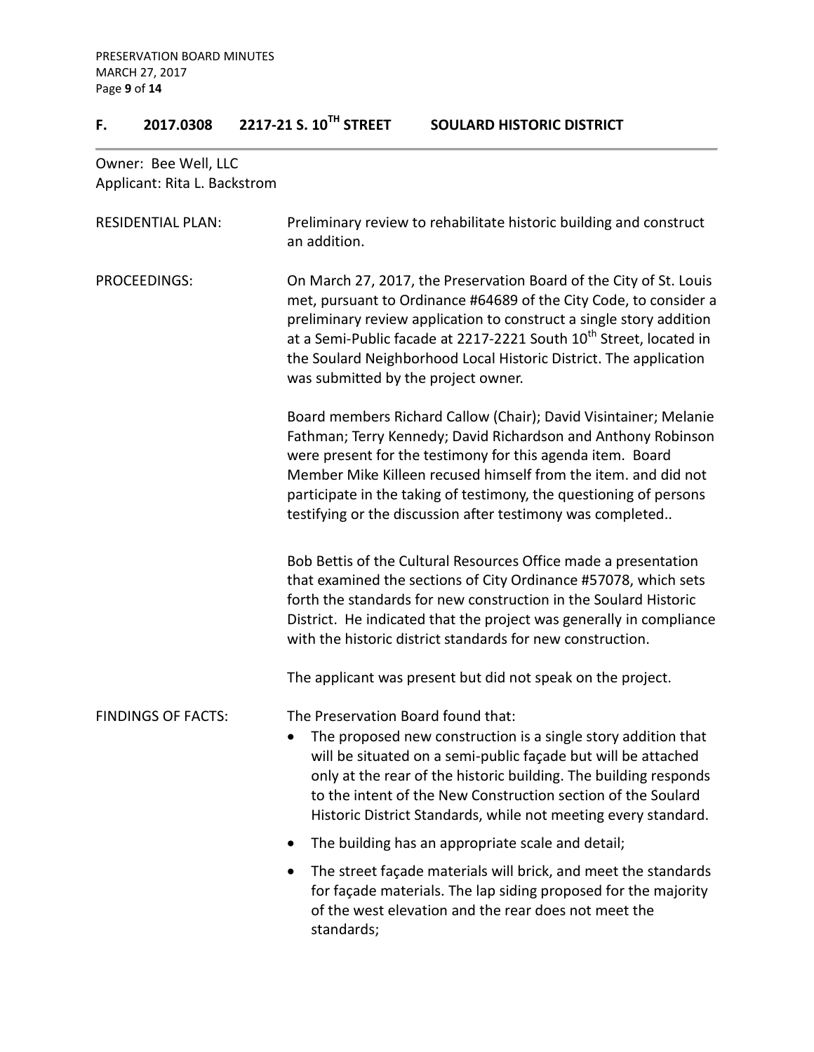## F. 2017.0308 2217-21 S. 10TH STREET SOULARD HISTORIC DISTRICT

Owner: Bee Well, LLC
Applicant: Rita L. Backstrom

**RESIDENTIAL PLAN:** Preliminary review to rehabilitate historic building and construct an addition.

**PROCEEDINGS:** On March 27, 2017, the Preservation Board of the City of St. Louis met, pursuant to Ordinance #64689 of the City Code, to consider a preliminary review application to construct a single story addition at a Semi-Public facade at 2217-2221 South 10th Street, located in the Soulard Neighborhood Local Historic District. The application was submitted by the project owner.

Board members Richard Callow (Chair); David Visintainer; Melanie Fathman; Terry Kennedy; David Richardson and Anthony Robinson were present for the testimony for this agenda item. Board Member Mike Killeen recused himself from the item. and did not participate in the taking of testimony, the questioning of persons testifying or the discussion after testimony was completed..

Bob Bettis of the Cultural Resources Office made a presentation that examined the sections of City Ordinance #57078, which sets forth the standards for new construction in the Soulard Historic District. He indicated that the project was generally in compliance with the historic district standards for new construction.

The applicant was present but did not speak on the project.

**FINDINGS OF FACTS:** The Preservation Board found that:

- The proposed new construction is a single story addition that will be situated on a semi-public façade but will be attached only at the rear of the historic building. The building responds to the intent of the New Construction section of the Soulard Historic District Standards, while not meeting every standard.
- The building has an appropriate scale and detail;
- The street façade materials will brick, and meet the standards for façade materials. The lap siding proposed for the majority of the west elevation and the rear does not meet the standards;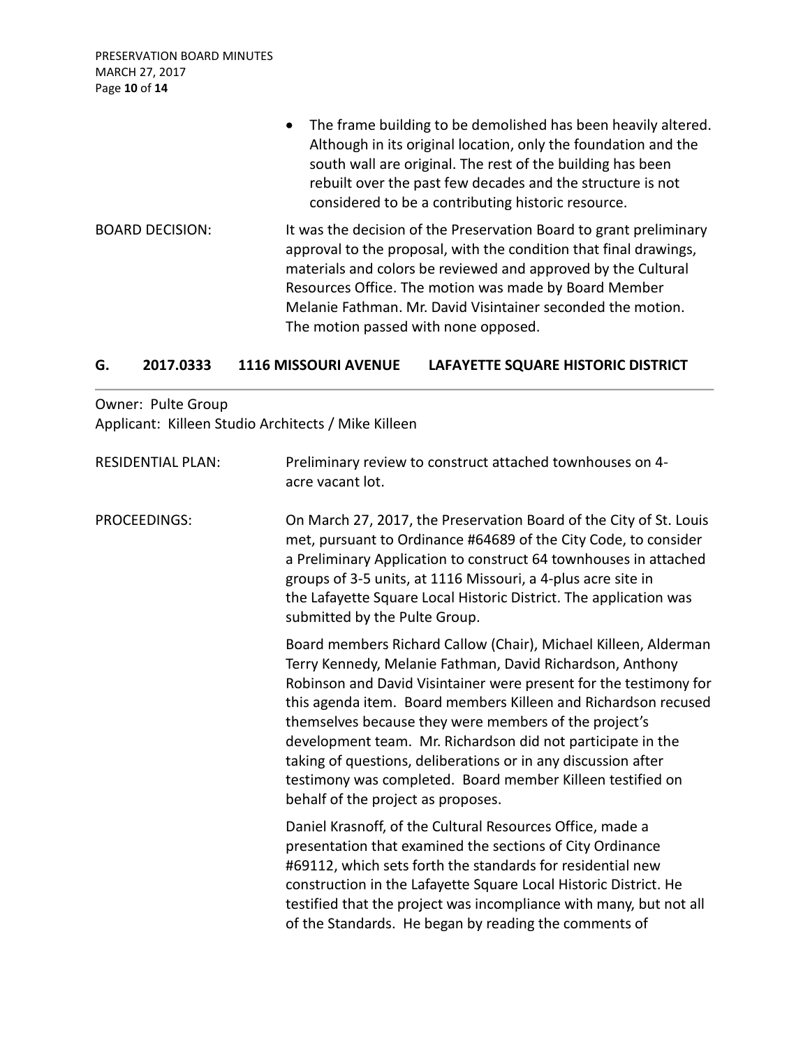- The frame building to be demolished has been heavily altered. Although in its original location, only the foundation and the south wall are original. The rest of the building has been rebuilt over the past few decades and the structure is not considered to be a contributing historic resource.

BOARD DECISION: It was the decision of the Preservation Board to grant preliminary approval to the proposal, with the condition that final drawings, materials and colors be reviewed and approved by the Cultural Resources Office. The motion was made by Board Member Melanie Fathman. Mr. David Visintainer seconded the motion. The motion passed with none opposed.

## G. 2017.0333 1116 MISSOURI AVENUE LAFAYETTE SQUARE HISTORIC DISTRICT

Owner: Pulte Group
Applicant: Killeen Studio Architects / Mike Killeen

RESIDENTIAL PLAN: Preliminary review to construct attached townhouses on 4-acre vacant lot.

PROCEEDINGS: On March 27, 2017, the Preservation Board of the City of St. Louis met, pursuant to Ordinance #64689 of the City Code, to consider a Preliminary Application to construct 64 townhouses in attached groups of 3-5 units, at 1116 Missouri, a 4-plus acre site in the Lafayette Square Local Historic District. The application was submitted by the Pulte Group.

Board members Richard Callow (Chair), Michael Killeen, Alderman Terry Kennedy, Melanie Fathman, David Richardson, Anthony Robinson and David Visintainer were present for the testimony for this agenda item. Board members Killeen and Richardson recused themselves because they were members of the project's development team. Mr. Richardson did not participate in the taking of questions, deliberations or in any discussion after testimony was completed. Board member Killeen testified on behalf of the project as proposes.

Daniel Krasnoff, of the Cultural Resources Office, made a presentation that examined the sections of City Ordinance #69112, which sets forth the standards for residential new construction in the Lafayette Square Local Historic District. He testified that the project was incompliance with many, but not all of the Standards. He began by reading the comments of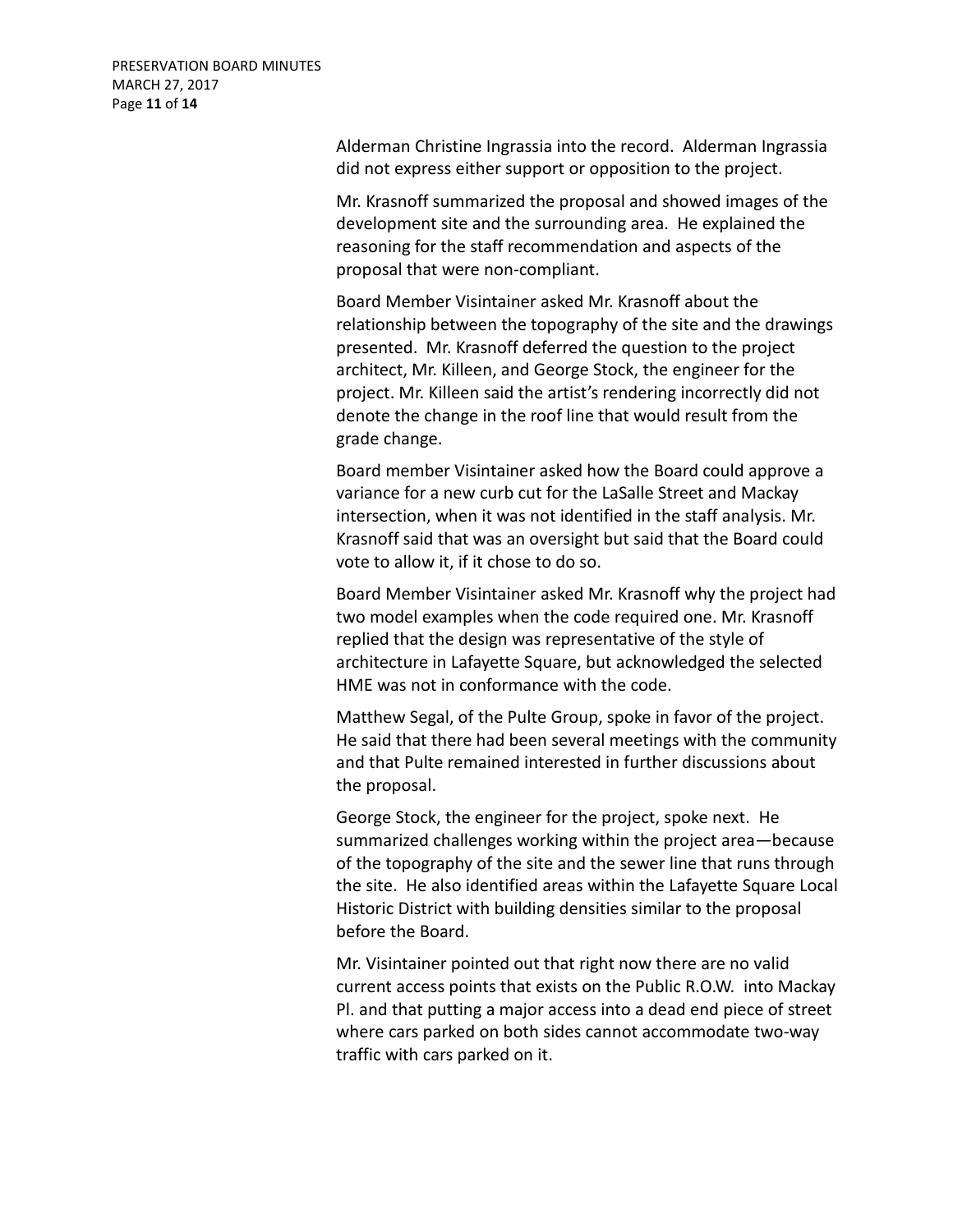Alderman Christine Ingrassia into the record. Alderman Ingrassia did not express either support or opposition to the project.

Mr. Krasnoff summarized the proposal and showed images of the development site and the surrounding area. He explained the reasoning for the staff recommendation and aspects of the proposal that were non-compliant.

Board Member Visintainer asked Mr. Krasnoff about the relationship between the topography of the site and the drawings presented. Mr. Krasnoff deferred the question to the project architect, Mr. Killeen, and George Stock, the engineer for the project. Mr. Killeen said the artist's rendering incorrectly did not denote the change in the roof line that would result from the grade change.

Board member Visintainer asked how the Board could approve a variance for a new curb cut for the LaSalle Street and Mackay intersection, when it was not identified in the staff analysis. Mr. Krasnoff said that was an oversight but said that the Board could vote to allow it, if it chose to do so.

Board Member Visintainer asked Mr. Krasnoff why the project had two model examples when the code required one. Mr. Krasnoff replied that the design was representative of the style of architecture in Lafayette Square, but acknowledged the selected HME was not in conformance with the code.

Matthew Segal, of the Pulte Group, spoke in favor of the project. He said that there had been several meetings with the community and that Pulte remained interested in further discussions about the proposal.

George Stock, the engineer for the project, spoke next. He summarized challenges working within the project area—because of the topography of the site and the sewer line that runs through the site. He also identified areas within the Lafayette Square Local Historic District with building densities similar to the proposal before the Board.

Mr. Visintainer pointed out that right now there are no valid current access points that exists on the Public R.O.W. into Mackay Pl. and that putting a major access into a dead end piece of street where cars parked on both sides cannot accommodate two-way traffic with cars parked on it.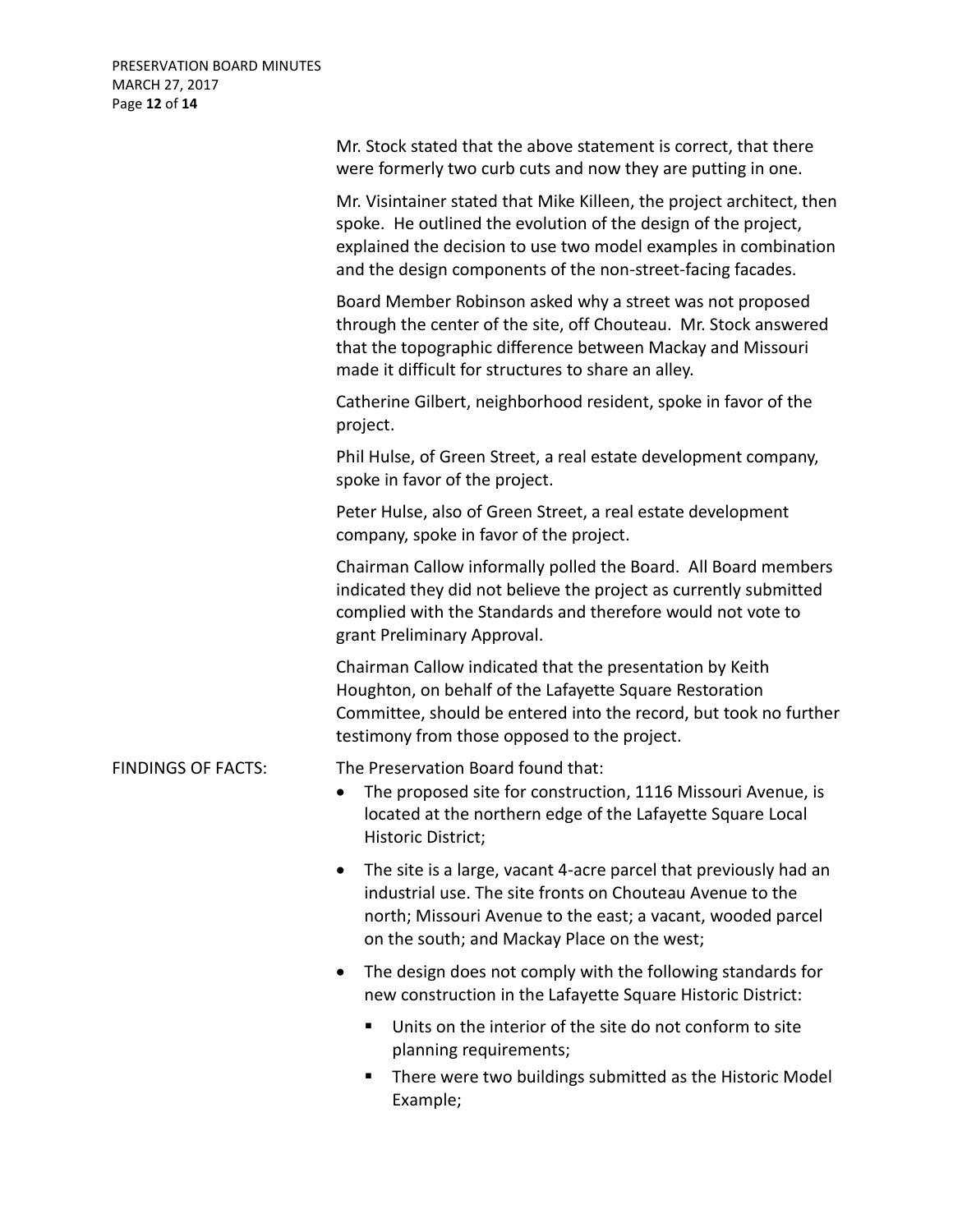Mr. Stock stated that the above statement is correct, that there were formerly two curb cuts and now they are putting in one.

Mr. Visintainer stated that Mike Killeen, the project architect, then spoke. He outlined the evolution of the design of the project, explained the decision to use two model examples in combination and the design components of the non-street-facing facades.

Board Member Robinson asked why a street was not proposed through the center of the site, off Chouteau. Mr. Stock answered that the topographic difference between Mackay and Missouri made it difficult for structures to share an alley.

Catherine Gilbert, neighborhood resident, spoke in favor of the project.

Phil Hulse, of Green Street, a real estate development company, spoke in favor of the project.

Peter Hulse, also of Green Street, a real estate development company, spoke in favor of the project.

Chairman Callow informally polled the Board. All Board members indicated they did not believe the project as currently submitted complied with the Standards and therefore would not vote to grant Preliminary Approval.

Chairman Callow indicated that the presentation by Keith Houghton, on behalf of the Lafayette Square Restoration Committee, should be entered into the record, but took no further testimony from those opposed to the project.

FINDINGS OF FACTS: The Preservation Board found that:

- The proposed site for construction, 1116 Missouri Avenue, is located at the northern edge of the Lafayette Square Local Historic District;
- The site is a large, vacant 4-acre parcel that previously had an industrial use. The site fronts on Chouteau Avenue to the north; Missouri Avenue to the east; a vacant, wooded parcel on the south; and Mackay Place on the west;
- The design does not comply with the following standards for new construction in the Lafayette Square Historic District:
  - Units on the interior of the site do not conform to site planning requirements;
  - There were two buildings submitted as the Historic Model Example;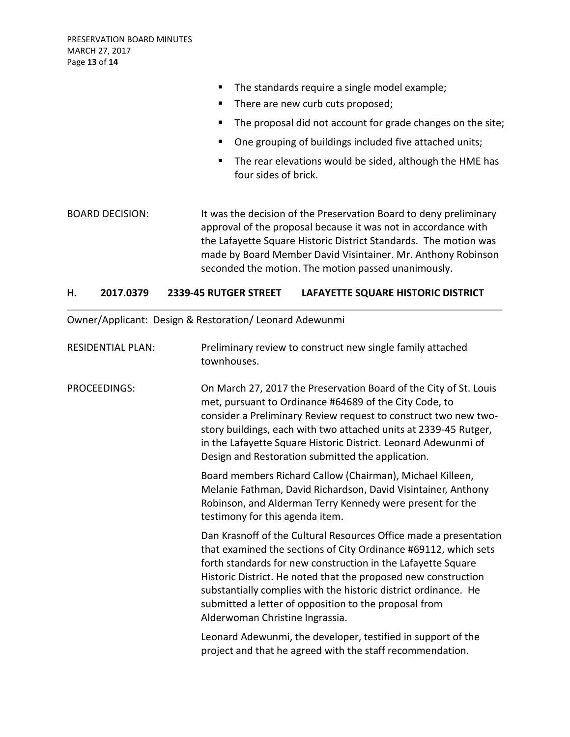- The standards require a single model example;
- There are new curb cuts proposed;
- The proposal did not account for grade changes on the site;
- One grouping of buildings included five attached units;
- The rear elevations would be sided, although the HME has four sides of brick.

BOARD DECISION: It was the decision of the Preservation Board to deny preliminary approval of the proposal because it was not in accordance with the Lafayette Square Historic District Standards. The motion was made by Board Member David Visintainer. Mr. Anthony Robinson seconded the motion. The motion passed unanimously.

## H. 2017.0379 2339-45 RUTGER STREET LAFAYETTE SQUARE HISTORIC DISTRICT

Owner/Applicant: Design & Restoration/ Leonard Adewunmi

RESIDENTIAL PLAN: Preliminary review to construct new single family attached townhouses.

PROCEEDINGS: On March 27, 2017 the Preservation Board of the City of St. Louis met, pursuant to Ordinance #64689 of the City Code, to consider a Preliminary Review request to construct two new two-story buildings, each with two attached units at 2339-45 Rutger, in the Lafayette Square Historic District. Leonard Adewunmi of Design and Restoration submitted the application.

Board members Richard Callow (Chairman), Michael Killeen, Melanie Fathman, David Richardson, David Visintainer, Anthony Robinson, and Alderman Terry Kennedy were present for the testimony for this agenda item.

Dan Krasnoff of the Cultural Resources Office made a presentation that examined the sections of City Ordinance #69112, which sets forth standards for new construction in the Lafayette Square Historic District. He noted that the proposed new construction substantially complies with the historic district ordinance. He submitted a letter of opposition to the proposal from Alderwoman Christine Ingrassia.

Leonard Adewunmi, the developer, testified in support of the project and that he agreed with the staff recommendation.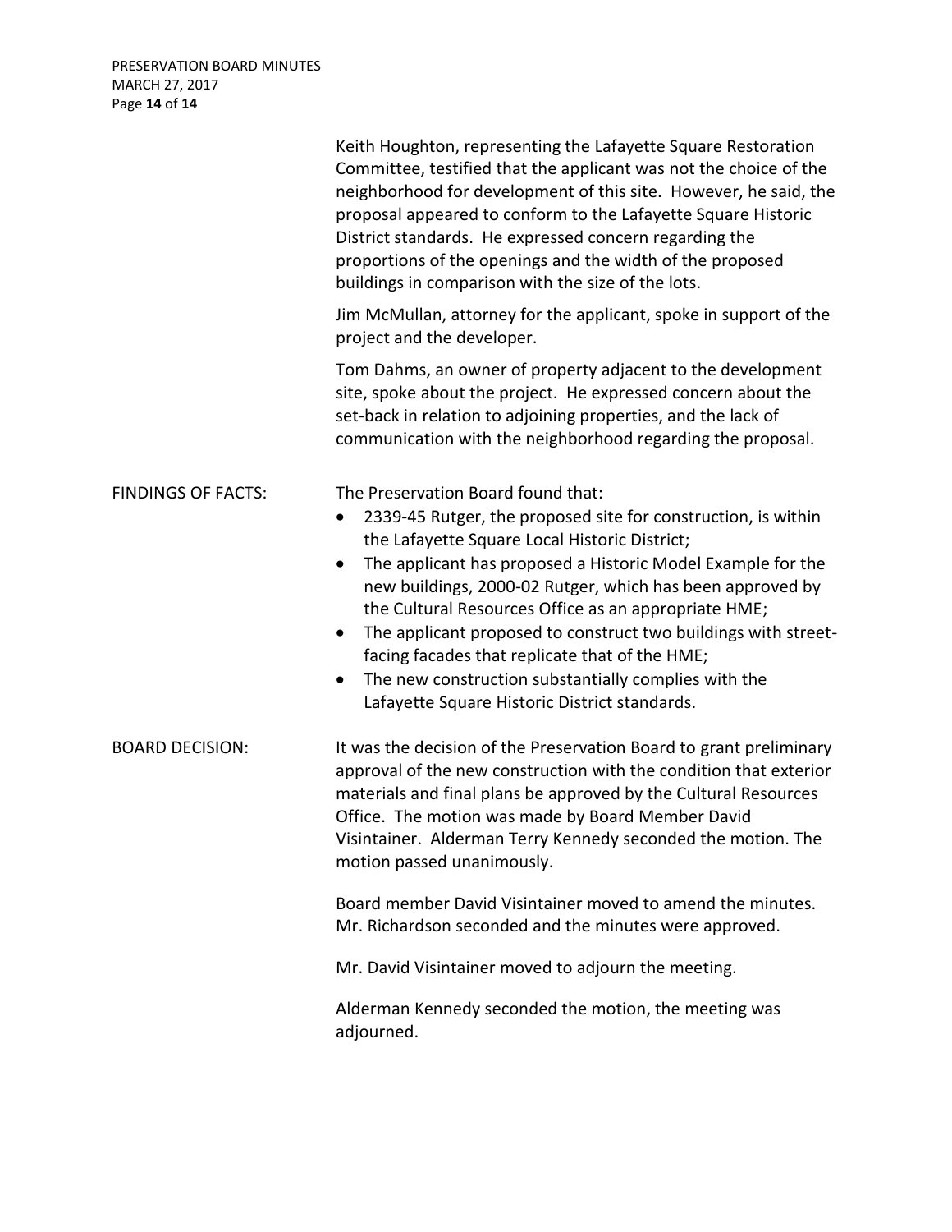Keith Houghton, representing the Lafayette Square Restoration Committee, testified that the applicant was not the choice of the neighborhood for development of this site. However, he said, the proposal appeared to conform to the Lafayette Square Historic District standards. He expressed concern regarding the proportions of the openings and the width of the proposed buildings in comparison with the size of the lots.

Jim McMullan, attorney for the applicant, spoke in support of the project and the developer.

Tom Dahms, an owner of property adjacent to the development site, spoke about the project. He expressed concern about the set-back in relation to adjoining properties, and the lack of communication with the neighborhood regarding the proposal.

FINDINGS OF FACTS: The Preservation Board found that:

- 2339-45 Rutger, the proposed site for construction, is within the Lafayette Square Local Historic District;
- The applicant has proposed a Historic Model Example for the new buildings, 2000-02 Rutger, which has been approved by the Cultural Resources Office as an appropriate HME;
- The applicant proposed to construct two buildings with street-facing facades that replicate that of the HME;
- The new construction substantially complies with the Lafayette Square Historic District standards.

BOARD DECISION: It was the decision of the Preservation Board to grant preliminary approval of the new construction with the condition that exterior materials and final plans be approved by the Cultural Resources Office. The motion was made by Board Member David Visintainer. Alderman Terry Kennedy seconded the motion. The motion passed unanimously.

Board member David Visintainer moved to amend the minutes. Mr. Richardson seconded and the minutes were approved.

Mr. David Visintainer moved to adjourn the meeting.

Alderman Kennedy seconded the motion, the meeting was adjourned.